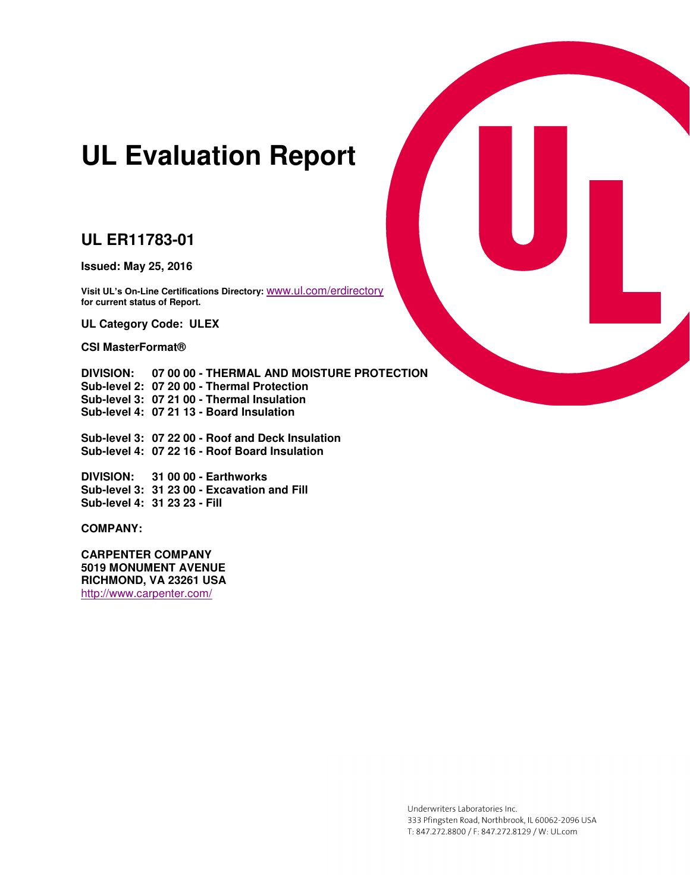# UL Evaluation Report

## UL ER11783-01

**Issued: May 25, 2016**

**Visit UL's On-Line Certifications Directory:** www.ul.com/erdirectory **for current status of Report.**

**UL Category Code: ULEX**

**CSI MasterFormat®**

**DIVISION: 07 00 00 - THERMAL AND MOISTURE PROTECTION**
**Sub-level 2: 07 20 00 - Thermal Protection**
**Sub-level 3: 07 21 00 - Thermal Insulation**
**Sub-level 4: 07 21 13 - Board Insulation**

**Sub-level 3: 07 22 00 - Roof and Deck Insulation**
**Sub-level 4: 07 22 16 - Roof Board Insulation**

**DIVISION: 31 00 00 - Earthworks**
**Sub-level 3: 31 23 00 - Excavation and Fill**
**Sub-level 4: 31 23 23 - Fill**

**COMPANY:**

**CARPENTER COMPANY**
**5019 MONUMENT AVENUE**
**RICHMOND, VA 23261 USA**
http://www.carpenter.com/

Underwriters Laboratories Inc.
333 Pfingsten Road, Northbrook, IL 60062-2096 USA
T: 847.272.8800 / F: 847.272.8129 / W: UL.com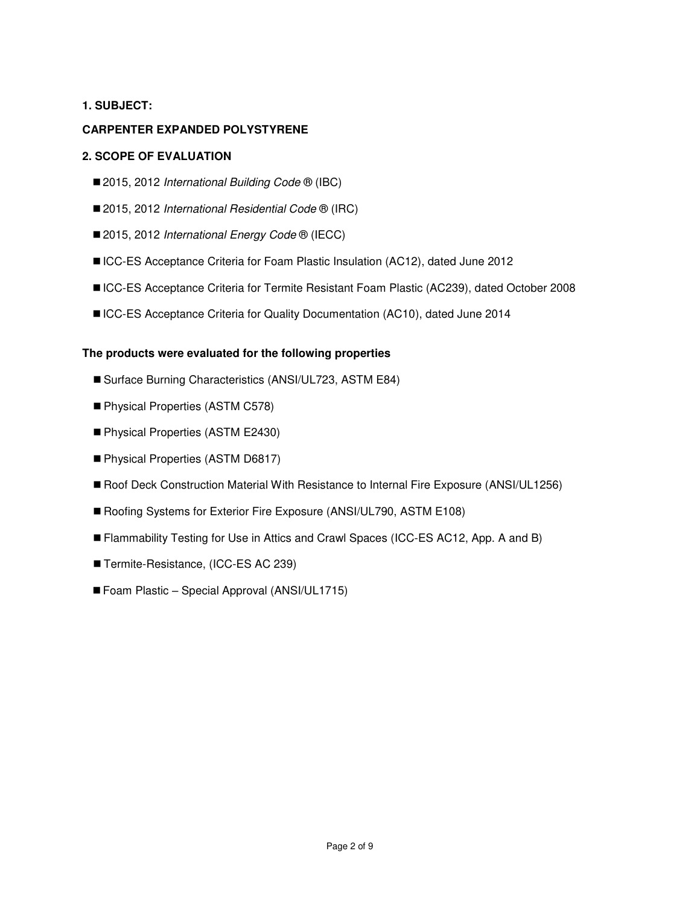**1. SUBJECT:**

**CARPENTER EXPANDED POLYSTYRENE**

**2. SCOPE OF EVALUATION**

- 2015, 2012 *International Building Code* ® (IBC)
- 2015, 2012 *International Residential Code* ® (IRC)
- 2015, 2012 *International Energy Code* ® (IECC)
- ICC-ES Acceptance Criteria for Foam Plastic Insulation (AC12), dated June 2012
- ICC-ES Acceptance Criteria for Termite Resistant Foam Plastic (AC239), dated October 2008
- ICC-ES Acceptance Criteria for Quality Documentation (AC10), dated June 2014

**The products were evaluated for the following properties**

- Surface Burning Characteristics (ANSI/UL723, ASTM E84)
- Physical Properties (ASTM C578)
- Physical Properties (ASTM E2430)
- Physical Properties (ASTM D6817)
- Roof Deck Construction Material With Resistance to Internal Fire Exposure (ANSI/UL1256)
- Roofing Systems for Exterior Fire Exposure (ANSI/UL790, ASTM E108)
- Flammability Testing for Use in Attics and Crawl Spaces (ICC-ES AC12, App. A and B)
- Termite-Resistance, (ICC-ES AC 239)
- Foam Plastic – Special Approval (ANSI/UL1715)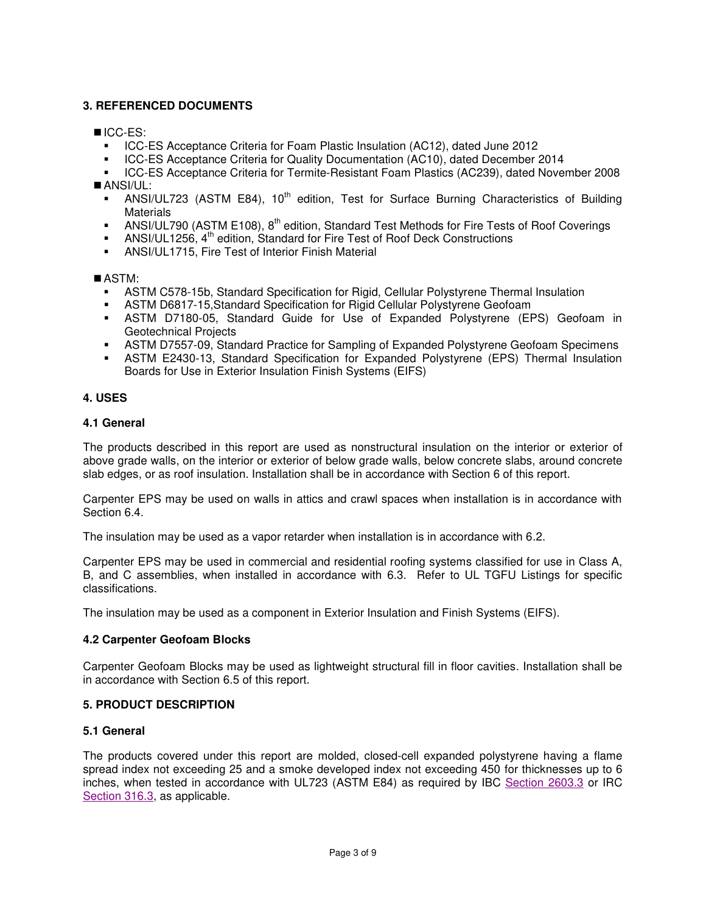## 3. REFERENCED DOCUMENTS

- ICC-ES:
  - ICC-ES Acceptance Criteria for Foam Plastic Insulation (AC12), dated June 2012
  - ICC-ES Acceptance Criteria for Quality Documentation (AC10), dated December 2014
  - ICC-ES Acceptance Criteria for Termite-Resistant Foam Plastics (AC239), dated November 2008
- ANSI/UL:
  - ANSI/UL723 (ASTM E84), 10th edition, Test for Surface Burning Characteristics of Building Materials
  - ANSI/UL790 (ASTM E108), 8th edition, Standard Test Methods for Fire Tests of Roof Coverings
  - ANSI/UL1256, 4th edition, Standard for Fire Test of Roof Deck Constructions
  - ANSI/UL1715, Fire Test of Interior Finish Material
- ASTM:
  - ASTM C578-15b, Standard Specification for Rigid, Cellular Polystyrene Thermal Insulation
  - ASTM D6817-15,Standard Specification for Rigid Cellular Polystyrene Geofoam
  - ASTM D7180-05, Standard Guide for Use of Expanded Polystyrene (EPS) Geofoam in Geotechnical Projects
  - ASTM D7557-09, Standard Practice for Sampling of Expanded Polystyrene Geofoam Specimens
  - ASTM E2430-13, Standard Specification for Expanded Polystyrene (EPS) Thermal Insulation Boards for Use in Exterior Insulation Finish Systems (EIFS)

## 4. USES

### 4.1 General

The products described in this report are used as nonstructural insulation on the interior or exterior of above grade walls, on the interior or exterior of below grade walls, below concrete slabs, around concrete slab edges, or as roof insulation. Installation shall be in accordance with Section 6 of this report.

Carpenter EPS may be used on walls in attics and crawl spaces when installation is in accordance with Section 6.4.

The insulation may be used as a vapor retarder when installation is in accordance with 6.2.

Carpenter EPS may be used in commercial and residential roofing systems classified for use in Class A, B, and C assemblies, when installed in accordance with 6.3. Refer to UL TGFU Listings for specific classifications.

The insulation may be used as a component in Exterior Insulation and Finish Systems (EIFS).

### 4.2 Carpenter Geofoam Blocks

Carpenter Geofoam Blocks may be used as lightweight structural fill in floor cavities. Installation shall be in accordance with Section 6.5 of this report.

## 5. PRODUCT DESCRIPTION

### 5.1 General

The products covered under this report are molded, closed-cell expanded polystyrene having a flame spread index not exceeding 25 and a smoke developed index not exceeding 450 for thicknesses up to 6 inches, when tested in accordance with UL723 (ASTM E84) as required by IBC Section 2603.3 or IRC Section 316.3, as applicable.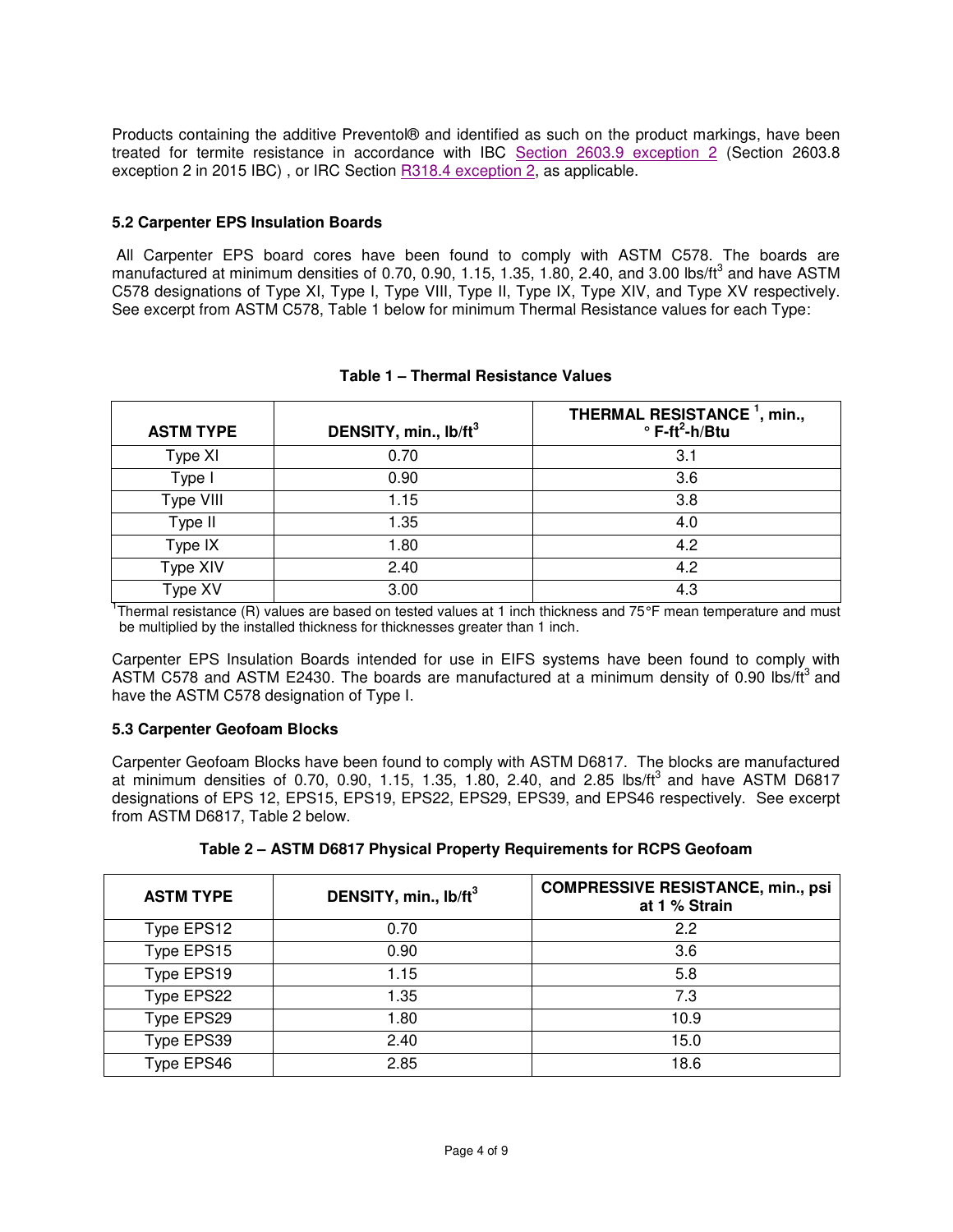Products containing the additive Preventol® and identified as such on the product markings, have been treated for termite resistance in accordance with IBC Section 2603.9 exception 2 (Section 2603.8 exception 2 in 2015 IBC) , or IRC Section R318.4 exception 2, as applicable.

### 5.2 Carpenter EPS Insulation Boards

All Carpenter EPS board cores have been found to comply with ASTM C578. The boards are manufactured at minimum densities of 0.70, 0.90, 1.15, 1.35, 1.80, 2.40, and 3.00 lbs/ft$^3$ and have ASTM C578 designations of Type XI, Type I, Type VIII, Type II, Type IX, Type XIV, and Type XV respectively. See excerpt from ASTM C578, Table 1 below for minimum Thermal Resistance values for each Type:

**Table 1 – Thermal Resistance Values**

| ASTM TYPE | DENSITY, min., lb/ft$^3$ | THERMAL RESISTANCE [1], min., ° F-ft$^2$-h/Btu |
| --- | --- | --- |
| Type XI | 0.70 | 3.1 |
| Type I | 0.90 | 3.6 |
| Type VIII | 1.15 | 3.8 |
| Type II | 1.35 | 4.0 |
| Type IX | 1.80 | 4.2 |
| Type XIV | 2.40 | 4.2 |
| Type XV | 3.00 | 4.3 |

[1]Thermal resistance (R) values are based on tested values at 1 inch thickness and 75°F mean temperature and must be multiplied by the installed thickness for thicknesses greater than 1 inch.

Carpenter EPS Insulation Boards intended for use in EIFS systems have been found to comply with ASTM C578 and ASTM E2430. The boards are manufactured at a minimum density of 0.90 lbs/ft$^3$ and have the ASTM C578 designation of Type I.

### 5.3 Carpenter Geofoam Blocks

Carpenter Geofoam Blocks have been found to comply with ASTM D6817. The blocks are manufactured at minimum densities of 0.70, 0.90, 1.15, 1.35, 1.80, 2.40, and 2.85 lbs/ft$^3$ and have ASTM D6817 designations of EPS 12, EPS15, EPS19, EPS22, EPS29, EPS39, and EPS46 respectively. See excerpt from ASTM D6817, Table 2 below.

**Table 2 – ASTM D6817 Physical Property Requirements for RCPS Geofoam**

| ASTM TYPE | DENSITY, min., lb/ft$^3$ | COMPRESSIVE RESISTANCE, min., psi at 1 % Strain |
| --- | --- | --- |
| Type EPS12 | 0.70 | 2.2 |
| Type EPS15 | 0.90 | 3.6 |
| Type EPS19 | 1.15 | 5.8 |
| Type EPS22 | 1.35 | 7.3 |
| Type EPS29 | 1.80 | 10.9 |
| Type EPS39 | 2.40 | 15.0 |
| Type EPS46 | 2.85 | 18.6 |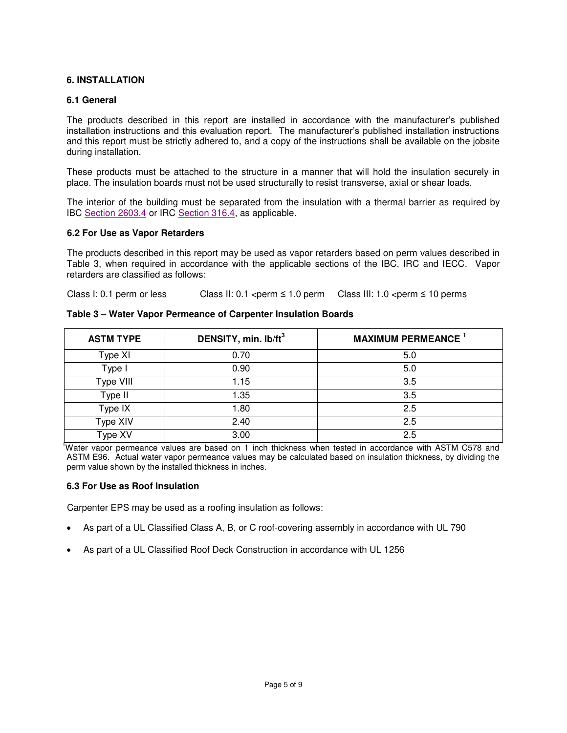## 6. INSTALLATION

### 6.1 General

The products described in this report are installed in accordance with the manufacturer's published installation instructions and this evaluation report. The manufacturer's published installation instructions and this report must be strictly adhered to, and a copy of the instructions shall be available on the jobsite during installation.

These products must be attached to the structure in a manner that will hold the insulation securely in place. The insulation boards must not be used structurally to resist transverse, axial or shear loads.

The interior of the building must be separated from the insulation with a thermal barrier as required by IBC Section 2603.4 or IRC Section 316.4, as applicable.

### 6.2 For Use as Vapor Retarders

The products described in this report may be used as vapor retarders based on perm values described in Table 3, when required in accordance with the applicable sections of the IBC, IRC and IECC. Vapor retarders are classified as follows:

Class I: 0.1 perm or less    Class II: 0.1 <perm ≤ 1.0 perm    Class III: 1.0 <perm ≤ 10 perms

**Table 3 – Water Vapor Permeance of Carpenter Insulation Boards**

| ASTM TYPE | DENSITY, min. lb/ft$^3$ | MAXIMUM PERMEANCE [1] |
|---|---|---|
| Type XI | 0.70 | 5.0 |
| Type I | 0.90 | 5.0 |
| Type VIII | 1.15 | 3.5 |
| Type II | 1.35 | 3.5 |
| Type IX | 1.80 | 2.5 |
| Type XIV | 2.40 | 2.5 |
| Type XV | 3.00 | 2.5 |

[1] Water vapor permeance values are based on 1 inch thickness when tested in accordance with ASTM C578 and ASTM E96. Actual water vapor permeance values may be calculated based on insulation thickness, by dividing the perm value shown by the installed thickness in inches.

### 6.3 For Use as Roof Insulation

Carpenter EPS may be used as a roofing insulation as follows:

- As part of a UL Classified Class A, B, or C roof-covering assembly in accordance with UL 790
- As part of a UL Classified Roof Deck Construction in accordance with UL 1256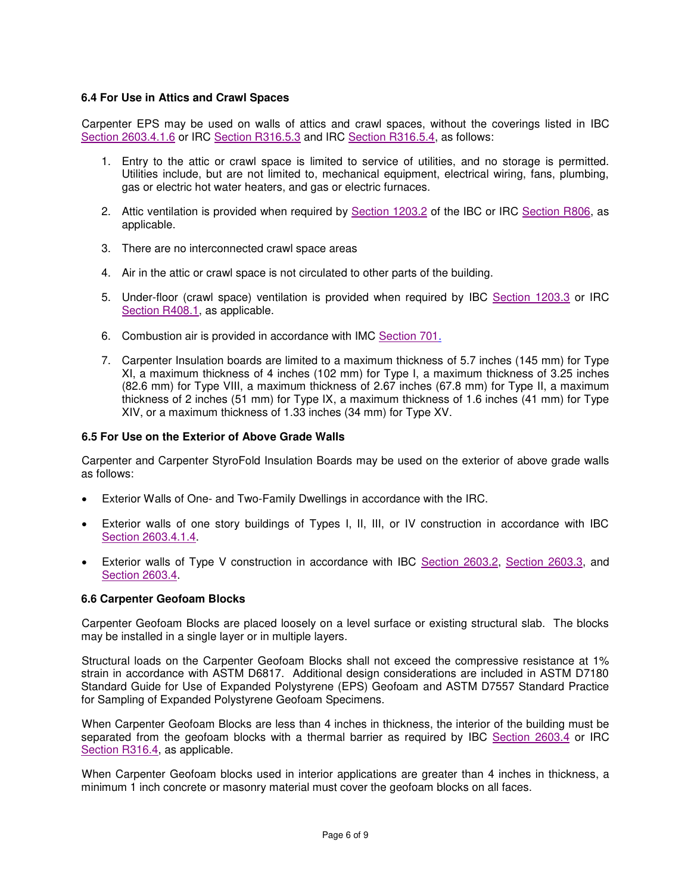### 6.4 For Use in Attics and Crawl Spaces

Carpenter EPS may be used on walls of attics and crawl spaces, without the coverings listed in IBC Section 2603.4.1.6 or IRC Section R316.5.3 and IRC Section R316.5.4, as follows:

1. Entry to the attic or crawl space is limited to service of utilities, and no storage is permitted. Utilities include, but are not limited to, mechanical equipment, electrical wiring, fans, plumbing, gas or electric hot water heaters, and gas or electric furnaces.

2. Attic ventilation is provided when required by Section 1203.2 of the IBC or IRC Section R806, as applicable.

3. There are no interconnected crawl space areas

4. Air in the attic or crawl space is not circulated to other parts of the building.

5. Under-floor (crawl space) ventilation is provided when required by IBC Section 1203.3 or IRC Section R408.1, as applicable.

6. Combustion air is provided in accordance with IMC Section 701.

7. Carpenter Insulation boards are limited to a maximum thickness of 5.7 inches (145 mm) for Type XI, a maximum thickness of 4 inches (102 mm) for Type I, a maximum thickness of 3.25 inches (82.6 mm) for Type VIII, a maximum thickness of 2.67 inches (67.8 mm) for Type II, a maximum thickness of 2 inches (51 mm) for Type IX, a maximum thickness of 1.6 inches (41 mm) for Type XIV, or a maximum thickness of 1.33 inches (34 mm) for Type XV.

### 6.5 For Use on the Exterior of Above Grade Walls

Carpenter and Carpenter StyroFold Insulation Boards may be used on the exterior of above grade walls as follows:

- Exterior Walls of One- and Two-Family Dwellings in accordance with the IRC.
- Exterior walls of one story buildings of Types I, II, III, or IV construction in accordance with IBC Section 2603.4.1.4.
- Exterior walls of Type V construction in accordance with IBC Section 2603.2, Section 2603.3, and Section 2603.4.

### 6.6 Carpenter Geofoam Blocks

Carpenter Geofoam Blocks are placed loosely on a level surface or existing structural slab. The blocks may be installed in a single layer or in multiple layers.

Structural loads on the Carpenter Geofoam Blocks shall not exceed the compressive resistance at 1% strain in accordance with ASTM D6817. Additional design considerations are included in ASTM D7180 Standard Guide for Use of Expanded Polystyrene (EPS) Geofoam and ASTM D7557 Standard Practice for Sampling of Expanded Polystyrene Geofoam Specimens.

When Carpenter Geofoam Blocks are less than 4 inches in thickness, the interior of the building must be separated from the geofoam blocks with a thermal barrier as required by IBC Section 2603.4 or IRC Section R316.4, as applicable.

When Carpenter Geofoam blocks used in interior applications are greater than 4 inches in thickness, a minimum 1 inch concrete or masonry material must cover the geofoam blocks on all faces.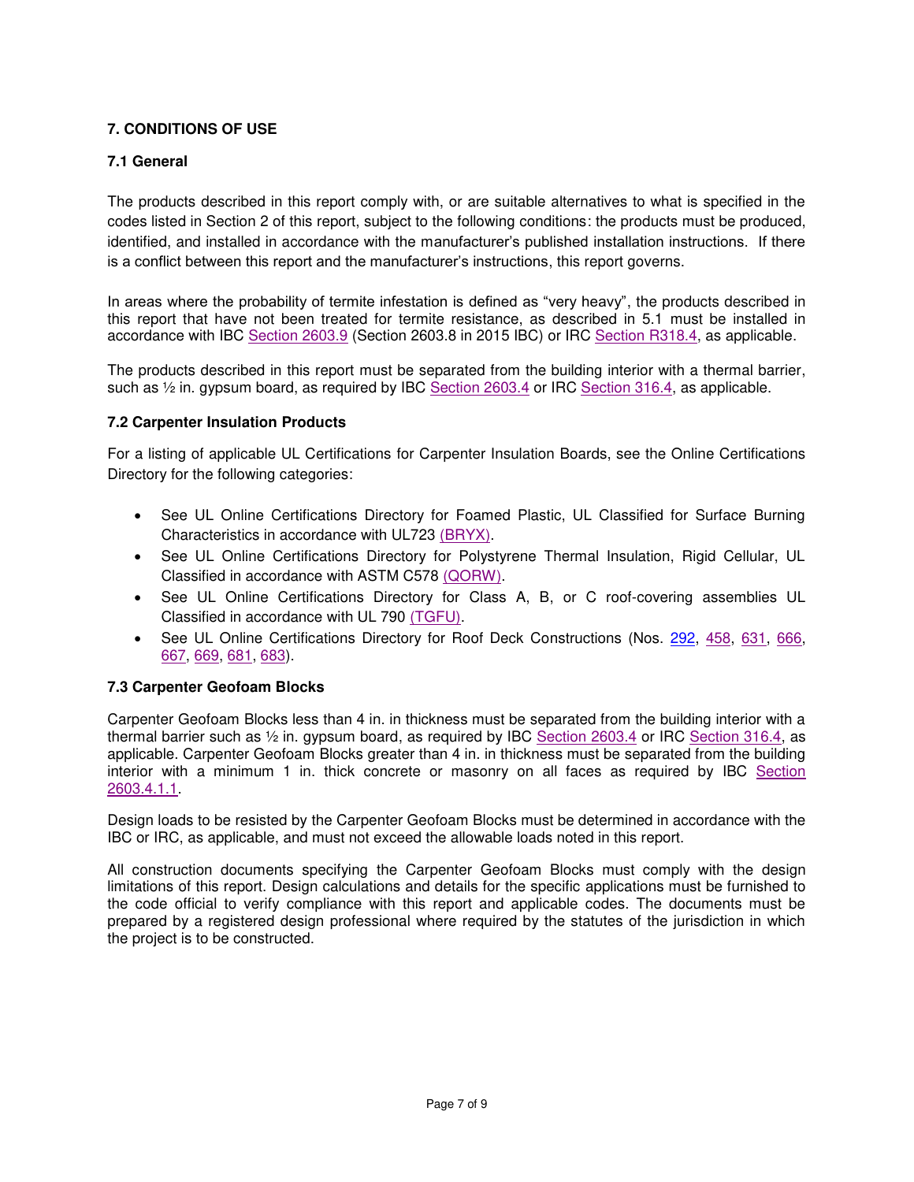## 7. CONDITIONS OF USE

### 7.1 General

The products described in this report comply with, or are suitable alternatives to what is specified in the codes listed in Section 2 of this report, subject to the following conditions: the products must be produced, identified, and installed in accordance with the manufacturer's published installation instructions. If there is a conflict between this report and the manufacturer's instructions, this report governs.

In areas where the probability of termite infestation is defined as "very heavy", the products described in this report that have not been treated for termite resistance, as described in 5.1 must be installed in accordance with IBC Section 2603.9 (Section 2603.8 in 2015 IBC) or IRC Section R318.4, as applicable.

The products described in this report must be separated from the building interior with a thermal barrier, such as ½ in. gypsum board, as required by IBC Section 2603.4 or IRC Section 316.4, as applicable.

### 7.2 Carpenter Insulation Products

For a listing of applicable UL Certifications for Carpenter Insulation Boards, see the Online Certifications Directory for the following categories:

- See UL Online Certifications Directory for Foamed Plastic, UL Classified for Surface Burning Characteristics in accordance with UL723 (BRYX).
- See UL Online Certifications Directory for Polystyrene Thermal Insulation, Rigid Cellular, UL Classified in accordance with ASTM C578 (QORW).
- See UL Online Certifications Directory for Class A, B, or C roof-covering assemblies UL Classified in accordance with UL 790 (TGFU).
- See UL Online Certifications Directory for Roof Deck Constructions (Nos. 292, 458, 631, 666, 667, 669, 681, 683).

### 7.3 Carpenter Geofoam Blocks

Carpenter Geofoam Blocks less than 4 in. in thickness must be separated from the building interior with a thermal barrier such as ½ in. gypsum board, as required by IBC Section 2603.4 or IRC Section 316.4, as applicable. Carpenter Geofoam Blocks greater than 4 in. in thickness must be separated from the building interior with a minimum 1 in. thick concrete or masonry on all faces as required by IBC Section 2603.4.1.1.

Design loads to be resisted by the Carpenter Geofoam Blocks must be determined in accordance with the IBC or IRC, as applicable, and must not exceed the allowable loads noted in this report.

All construction documents specifying the Carpenter Geofoam Blocks must comply with the design limitations of this report. Design calculations and details for the specific applications must be furnished to the code official to verify compliance with this report and applicable codes. The documents must be prepared by a registered design professional where required by the statutes of the jurisdiction in which the project is to be constructed.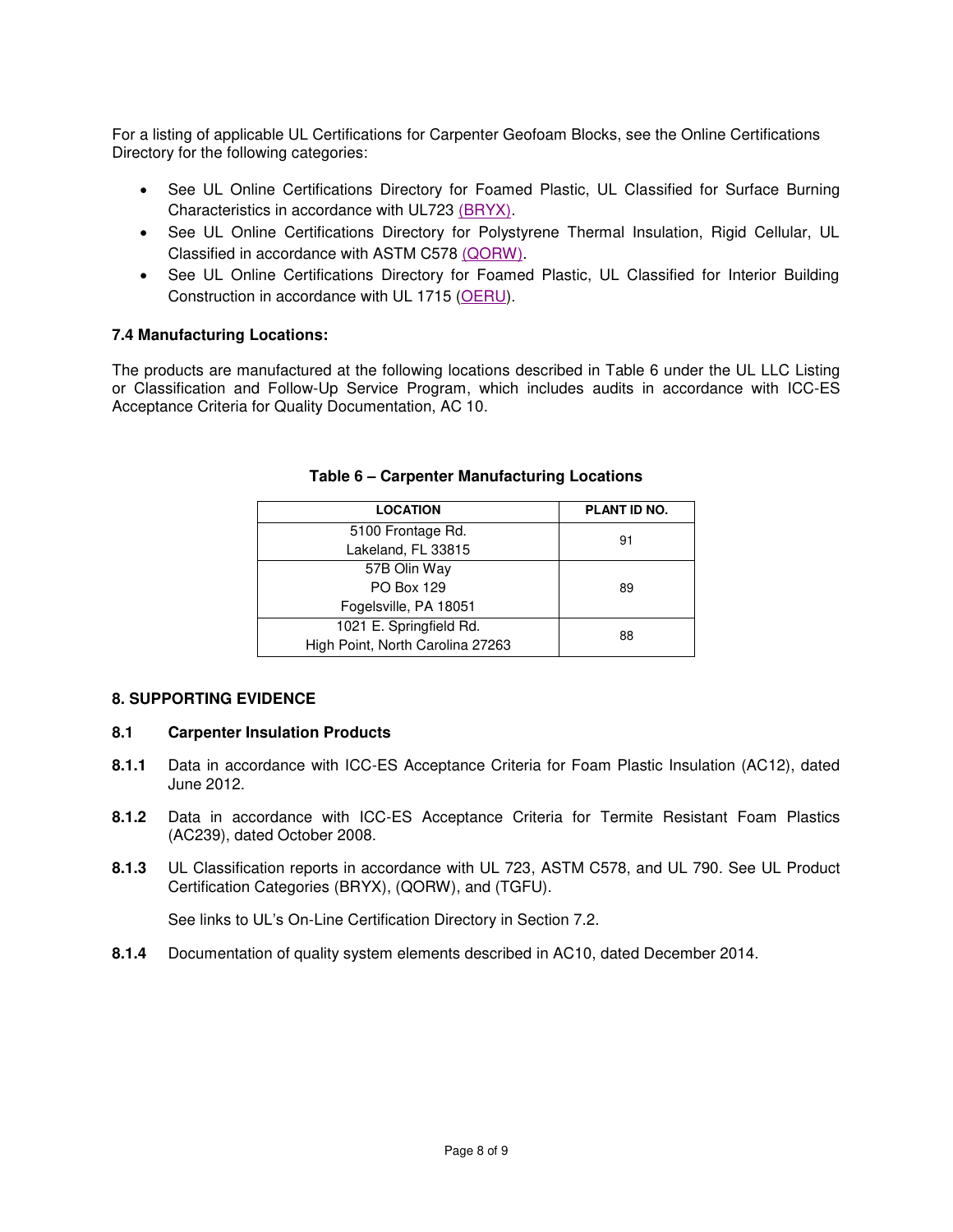For a listing of applicable UL Certifications for Carpenter Geofoam Blocks, see the Online Certifications Directory for the following categories:

- See UL Online Certifications Directory for Foamed Plastic, UL Classified for Surface Burning Characteristics in accordance with UL723 (BRYX).
- See UL Online Certifications Directory for Polystyrene Thermal Insulation, Rigid Cellular, UL Classified in accordance with ASTM C578 (QORW).
- See UL Online Certifications Directory for Foamed Plastic, UL Classified for Interior Building Construction in accordance with UL 1715 (OERU).

### 7.4 Manufacturing Locations:

The products are manufactured at the following locations described in Table 6 under the UL LLC Listing or Classification and Follow-Up Service Program, which includes audits in accordance with ICC-ES Acceptance Criteria for Quality Documentation, AC 10.

**Table 6 – Carpenter Manufacturing Locations**

| LOCATION | PLANT ID NO. |
| --- | --- |
| 5100 Frontage Rd.<br>Lakeland, FL 33815 | 91 |
| 57B Olin Way<br>PO Box 129<br>Fogelsville, PA 18051 | 89 |
| 1021 E. Springfield Rd.<br>High Point, North Carolina 27263 | 88 |

## 8. SUPPORTING EVIDENCE

### 8.1 Carpenter Insulation Products

**8.1.1** Data in accordance with ICC-ES Acceptance Criteria for Foam Plastic Insulation (AC12), dated June 2012.

**8.1.2** Data in accordance with ICC-ES Acceptance Criteria for Termite Resistant Foam Plastics (AC239), dated October 2008.

**8.1.3** UL Classification reports in accordance with UL 723, ASTM C578, and UL 790. See UL Product Certification Categories (BRYX), (QORW), and (TGFU).

See links to UL's On-Line Certification Directory in Section 7.2.

**8.1.4** Documentation of quality system elements described in AC10, dated December 2014.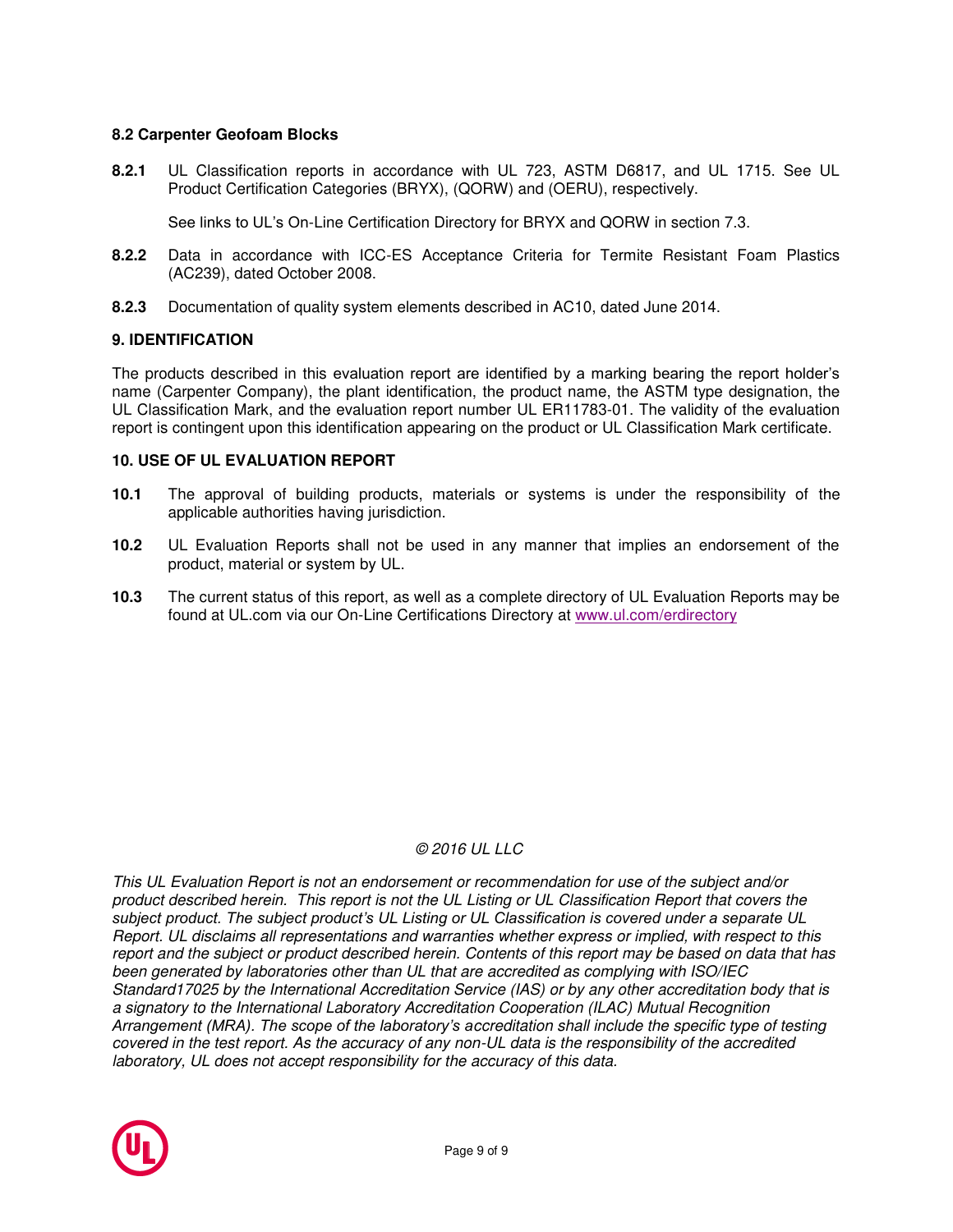### 8.2 Carpenter Geofoam Blocks

**8.2.1** UL Classification reports in accordance with UL 723, ASTM D6817, and UL 1715. See UL Product Certification Categories (BRYX), (QORW) and (OERU), respectively.

See links to UL's On-Line Certification Directory for BRYX and QORW in section 7.3.

**8.2.2** Data in accordance with ICC-ES Acceptance Criteria for Termite Resistant Foam Plastics (AC239), dated October 2008.

**8.2.3** Documentation of quality system elements described in AC10, dated June 2014.

## 9. IDENTIFICATION

The products described in this evaluation report are identified by a marking bearing the report holder's name (Carpenter Company), the plant identification, the product name, the ASTM type designation, the UL Classification Mark, and the evaluation report number UL ER11783-01. The validity of the evaluation report is contingent upon this identification appearing on the product or UL Classification Mark certificate.

## 10. USE OF UL EVALUATION REPORT

**10.1** The approval of building products, materials or systems is under the responsibility of the applicable authorities having jurisdiction.

**10.2** UL Evaluation Reports shall not be used in any manner that implies an endorsement of the product, material or system by UL.

**10.3** The current status of this report, as well as a complete directory of UL Evaluation Reports may be found at UL.com via our On-Line Certifications Directory at www.ul.com/erdirectory

*© 2016 UL LLC*

*This UL Evaluation Report is not an endorsement or recommendation for use of the subject and/or product described herein. This report is not the UL Listing or UL Classification Report that covers the subject product. The subject product's UL Listing or UL Classification is covered under a separate UL Report. UL disclaims all representations and warranties whether express or implied, with respect to this report and the subject or product described herein. Contents of this report may be based on data that has been generated by laboratories other than UL that are accredited as complying with ISO/IEC Standard17025 by the International Accreditation Service (IAS) or by any other accreditation body that is a signatory to the International Laboratory Accreditation Cooperation (ILAC) Mutual Recognition Arrangement (MRA). The scope of the laboratory's accreditation shall include the specific type of testing covered in the test report. As the accuracy of any non-UL data is the responsibility of the accredited laboratory, UL does not accept responsibility for the accuracy of this data.*